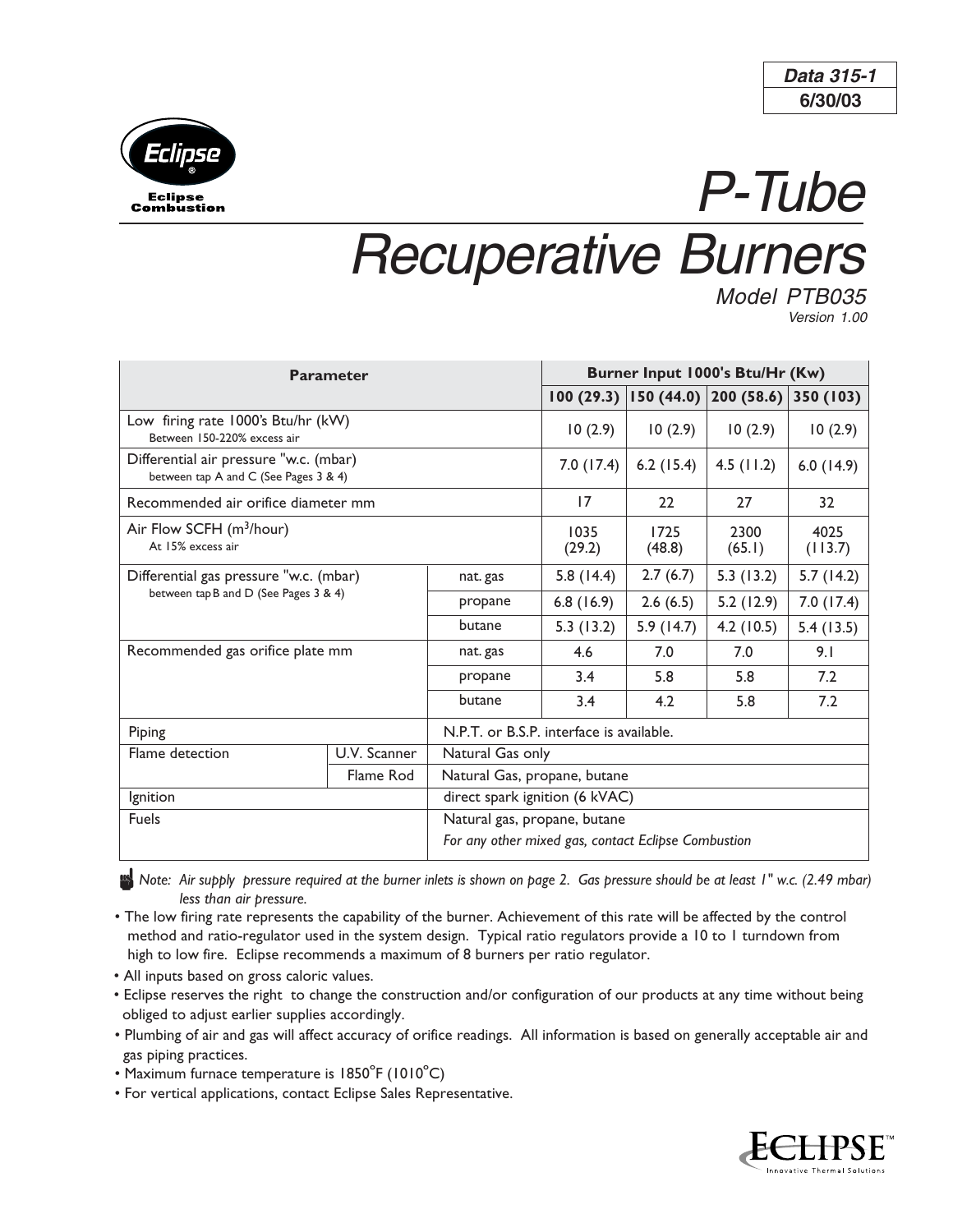Data 315-1
6/30/03

Eclipse Combustion

# P-Tube
# Recuperative Burners

*Model PTB035*
*Version 1.00*

| Parameter | | | Burner Input 1000's Btu/Hr (Kw) | | | |
|---|---|---|---|---|---|---|
| | | | 100 (29.3) | 150 (44.0) | 200 (58.6) | 350 (103) |
| Low firing rate 1000's Btu/hr (kW) Between 150-220% excess air | | | 10 (2.9) | 10 (2.9) | 10 (2.9) | 10 (2.9) |
| Differential air pressure "w.c. (mbar) between tap A and C (See Pages 3 & 4) | | | 7.0 (17.4) | 6.2 (15.4) | 4.5 (11.2) | 6.0 (14.9) |
| Recommended air orifice diameter mm | | | 17 | 22 | 27 | 32 |
| Air Flow SCFH ($m^3$/hour) At 15% excess air | | | 1035 (29.2) | 1725 (48.8) | 2300 (65.1) | 4025 (113.7) |
| Differential gas pressure "w.c. (mbar) between tap B and D (See Pages 3 & 4) | | nat. gas | 5.8 (14.4) | 2.7 (6.7) | 5.3 (13.2) | 5.7 (14.2) |
| | | propane | 6.8 (16.9) | 2.6 (6.5) | 5.2 (12.9) | 7.0 (17.4) |
| | | butane | 5.3 (13.2) | 5.9 (14.7) | 4.2 (10.5) | 5.4 (13.5) |
| Recommended gas orifice plate mm | | nat. gas | 4.6 | 7.0 | 7.0 | 9.1 |
| | | propane | 3.4 | 5.8 | 5.8 | 7.2 |
| | | butane | 3.4 | 4.2 | 5.8 | 7.2 |
| Piping | | N.P.T. or B.S.P. interface is available. | | | | |
| Flame detection | U.V. Scanner | Natural Gas only | | | | |
| | Flame Rod | Natural Gas, propane, butane | | | | |
| Ignition | | direct spark ignition (6 kVAC) | | | | |
| Fuels | | Natural gas, propane, butane *For any other mixed gas, contact Eclipse Combustion* | | | | |

*Note: Air supply pressure required at the burner inlets is shown on page 2. Gas pressure should be at least 1" w.c. (2.49 mbar) less than air pressure.*

- The low firing rate represents the capability of the burner. Achievement of this rate will be affected by the control method and ratio-regulator used in the system design. Typical ratio regulators provide a 10 to 1 turndown from high to low fire. Eclipse recommends a maximum of 8 burners per ratio regulator.
- All inputs based on gross caloric values.
- Eclipse reserves the right to change the construction and/or configuration of our products at any time without being obliged to adjust earlier supplies accordingly.
- Plumbing of air and gas will affect accuracy of orifice readings. All information is based on generally acceptable air and gas piping practices.
- Maximum furnace temperature is 1850°F (1010°C)
- For vertical applications, contact Eclipse Sales Representative.

ECLIPSE™ Innovative Thermal Solutions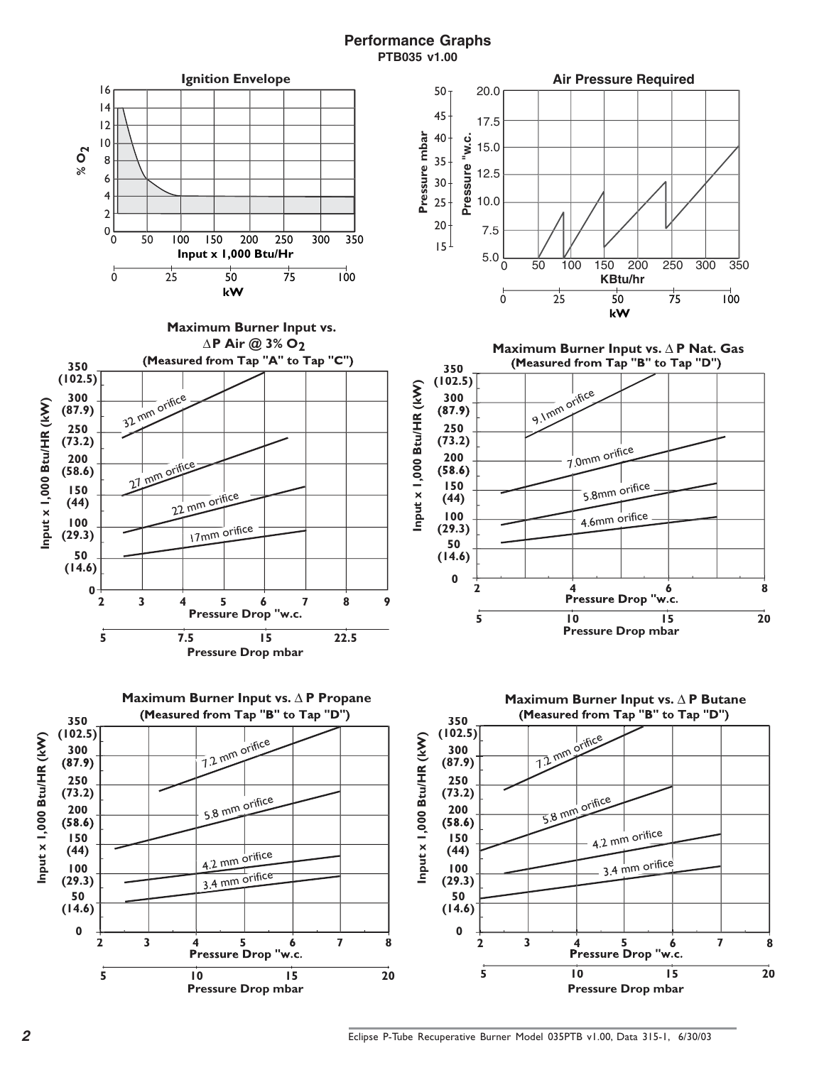# Performance Graphs

**PTB035 v1.00**

### Ignition Envelope

% $O_2$ vs. Input x 1,000 Btu/Hr (kW)

### Air Pressure Required

Pressure mbar / Pressure "w.c. vs. KBtu/hr (kW)

### Maximum Burner Input vs. $\Delta$P Air @ 3% $O_2$

(Measured from Tap "A" to Tap "C")

32 mm orifice, 27 mm orifice, 22 mm orifice, 17mm orifice

Input x 1,000 Btu/HR (kW) vs. Pressure Drop "w.c. / Pressure Drop mbar

### Maximum Burner Input vs. $\Delta$ P Nat. Gas

(Measured from Tap "B" to Tap "D")

9.1mm orifice, 7.0mm orifice, 5.8mm orifice, 4.6mm orifice

Input x 1,000 Btu/HR (kW) vs. Pressure Drop "w.c. / Pressure Drop mbar

### Maximum Burner Input vs. $\Delta$ P Propane

(Measured from Tap "B" to Tap "D")

7.2 mm orifice, 5.8 mm orifice, 4.2 mm orifice, 3.4 mm orifice

Input x 1,000 Btu/HR (kW) vs. Pressure Drop "w.c. / Pressure Drop mbar

### Maximum Burner Input vs. $\Delta$ P Butane

(Measured from Tap "B" to Tap "D")

7.2 mm orifice, 5.8 mm orifice, 4.2 mm orifice, 3.4 mm orifice

Input x 1,000 Btu/HR (kW) vs. Pressure Drop "w.c. / Pressure Drop mbar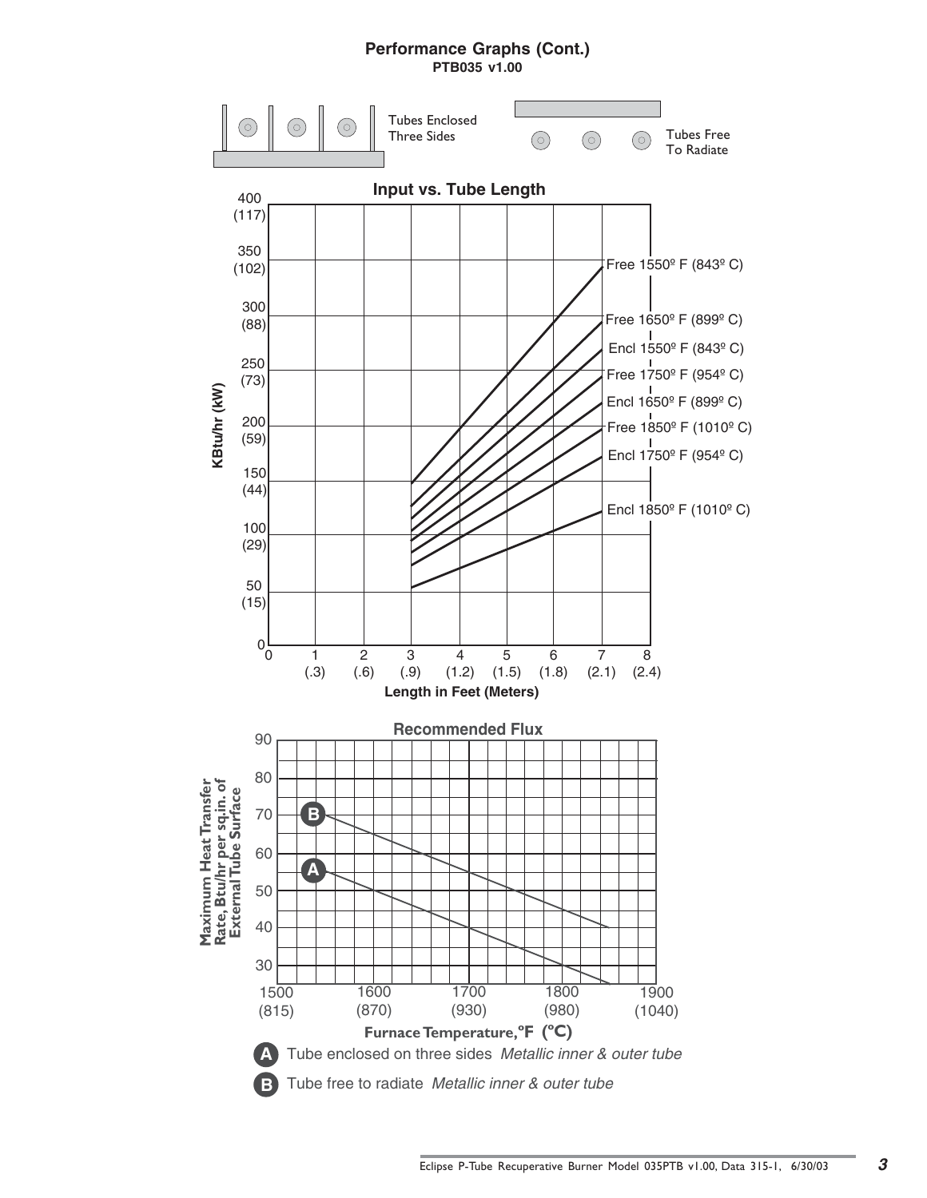## Performance Graphs (Cont.)

**PTB035 v1.00**

Tubes Enclosed Three Sides

Tubes Free To Radiate

### Input vs. Tube Length

KBtu/hr (kW)

Length in Feet (Meters)

- Free 1550º F (843º C)
- Free 1650º F (899º C)
- Encl 1550º F (843º C)
- Free 1750º F (954º C)
- Encl 1650º F (899º C)
- Free 1850º F (1010º C)
- Encl 1750º F (954º C)
- Encl 1850º F (1010º C)

### Recommended Flux

Maximum Heat Transfer Rate, Btu/hr per sq.in. of External Tube Surface

Furnace Temperature, °F (°C)

**A** Tube enclosed on three sides *Metallic inner & outer tube*

**B** Tube free to radiate *Metallic inner & outer tube*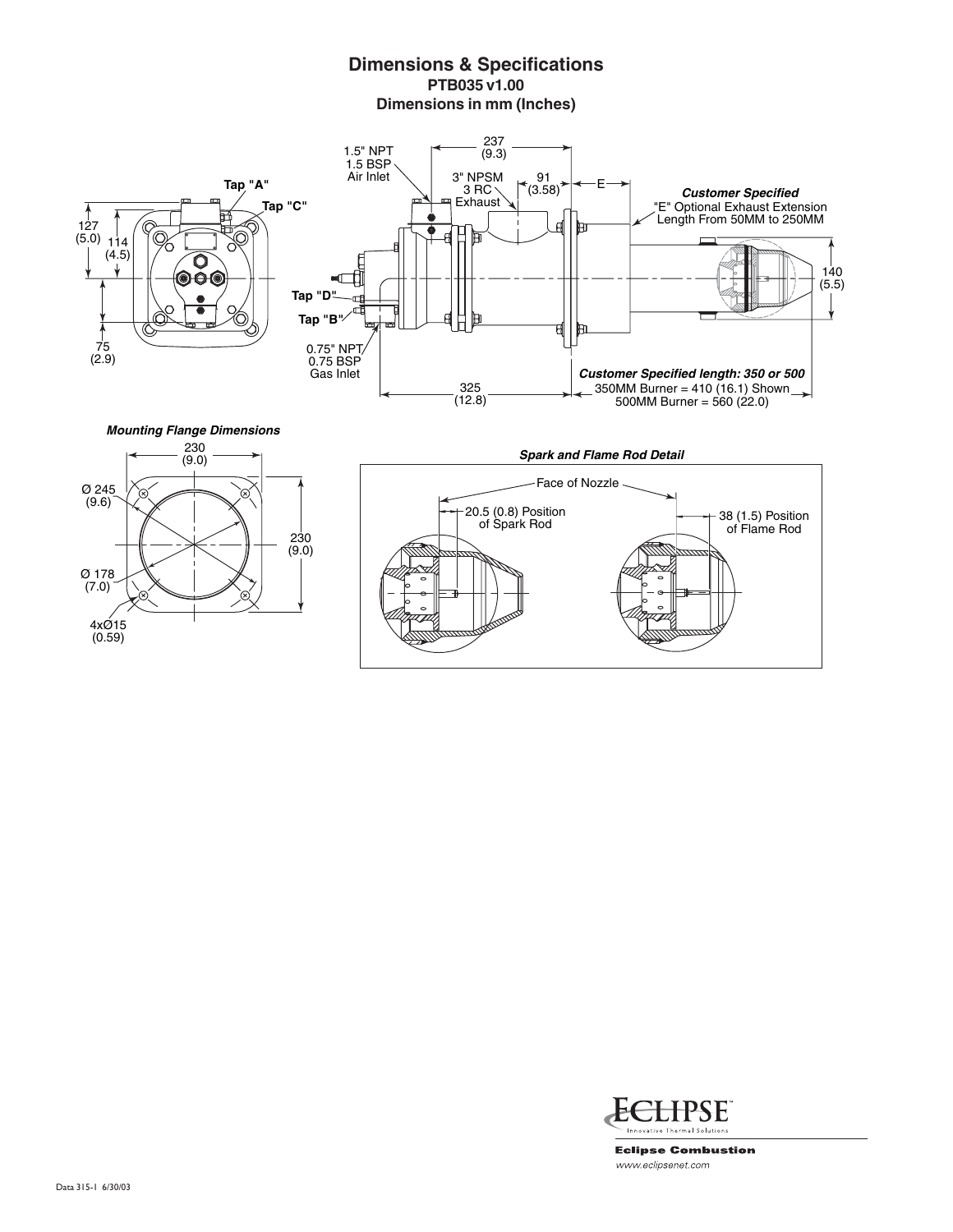# Dimensions & Specifications

## PTB035 v1.00

### Dimensions in mm (Inches)

Tap "A"
Tap "C"
127
(5.0)
114
(4.5)
75
(2.9)
1.5" NPT
1.5 BSP
Air Inlet
237
(9.3)
3" NPSM
3 RC
Exhaust
91
(3.58)
E
*Customer Specified*
"E" Optional Exhaust Extension
Length From 50MM to 250MM
140
(5.5)
Tap "D"
Tap "B"
0.75" NPT
0.75 BSP
Gas Inlet
325
(12.8)
*Customer Specified length: 350 or 500*
350MM Burner = 410 (16.1) Shown
500MM Burner = 560 (22.0)

*Mounting Flange Dimensions*

230
(9.0)
Ø 245
(9.6)
230
(9.0)
Ø 178
(7.0)
4xØ15
(0.59)

*Spark and Flame Rod Detail*

Face of Nozzle
20.5 (0.8) Position
of Spark Rod
38 (1.5) Position
of Flame Rod

**Eclipse Combustion**
www.eclipsenet.com

Data 315-1 6/30/03